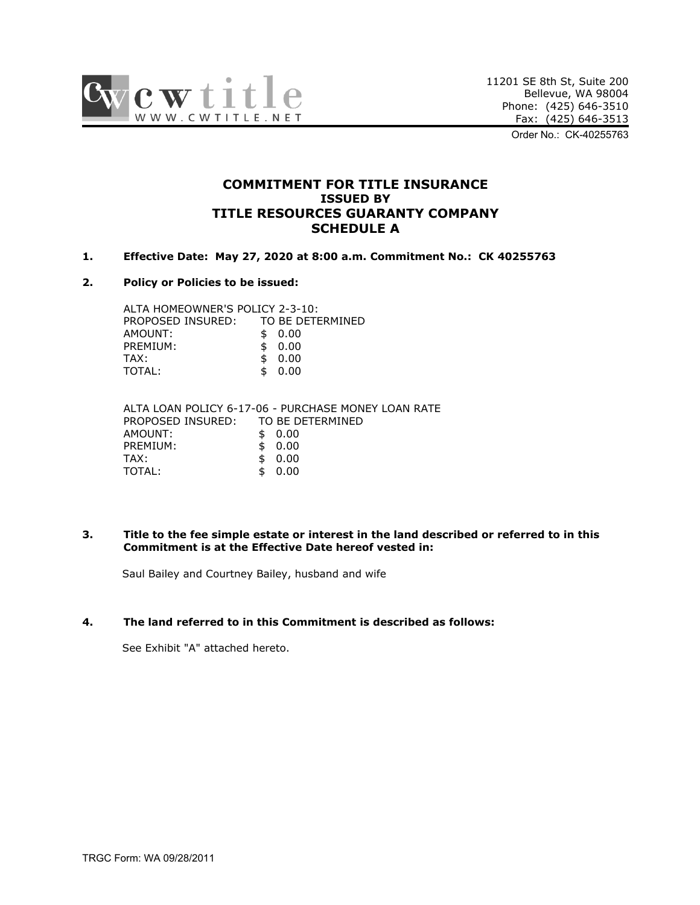cw title
WWW.CWTITLE.NET

11201 SE 8th St, Suite 200
Bellevue, WA 98004
Phone: (425) 646-3510
Fax: (425) 646-3513

Order No.: CK-40255763

# COMMITMENT FOR TITLE INSURANCE
## ISSUED BY
# TITLE RESOURCES GUARANTY COMPANY
## SCHEDULE A

**1. Effective Date: May 27, 2020 at 8:00 a.m. Commitment No.: CK 40255763**

**2. Policy or Policies to be issued:**

ALTA HOMEOWNER'S POLICY 2-3-10:

| | |
|---|---|
| PROPOSED INSURED: | TO BE DETERMINED |
| AMOUNT: | $ 0.00 |
| PREMIUM: | $ 0.00 |
| TAX: | $ 0.00 |
| TOTAL: | $ 0.00 |

ALTA LOAN POLICY 6-17-06 - PURCHASE MONEY LOAN RATE

| | |
|---|---|
| PROPOSED INSURED: | TO BE DETERMINED |
| AMOUNT: | $ 0.00 |
| PREMIUM: | $ 0.00 |
| TAX: | $ 0.00 |
| TOTAL: | $ 0.00 |

**3. Title to the fee simple estate or interest in the land described or referred to in this Commitment is at the Effective Date hereof vested in:**

Saul Bailey and Courtney Bailey, husband and wife

**4. The land referred to in this Commitment is described as follows:**

See Exhibit "A" attached hereto.

TRGC Form: WA 09/28/2011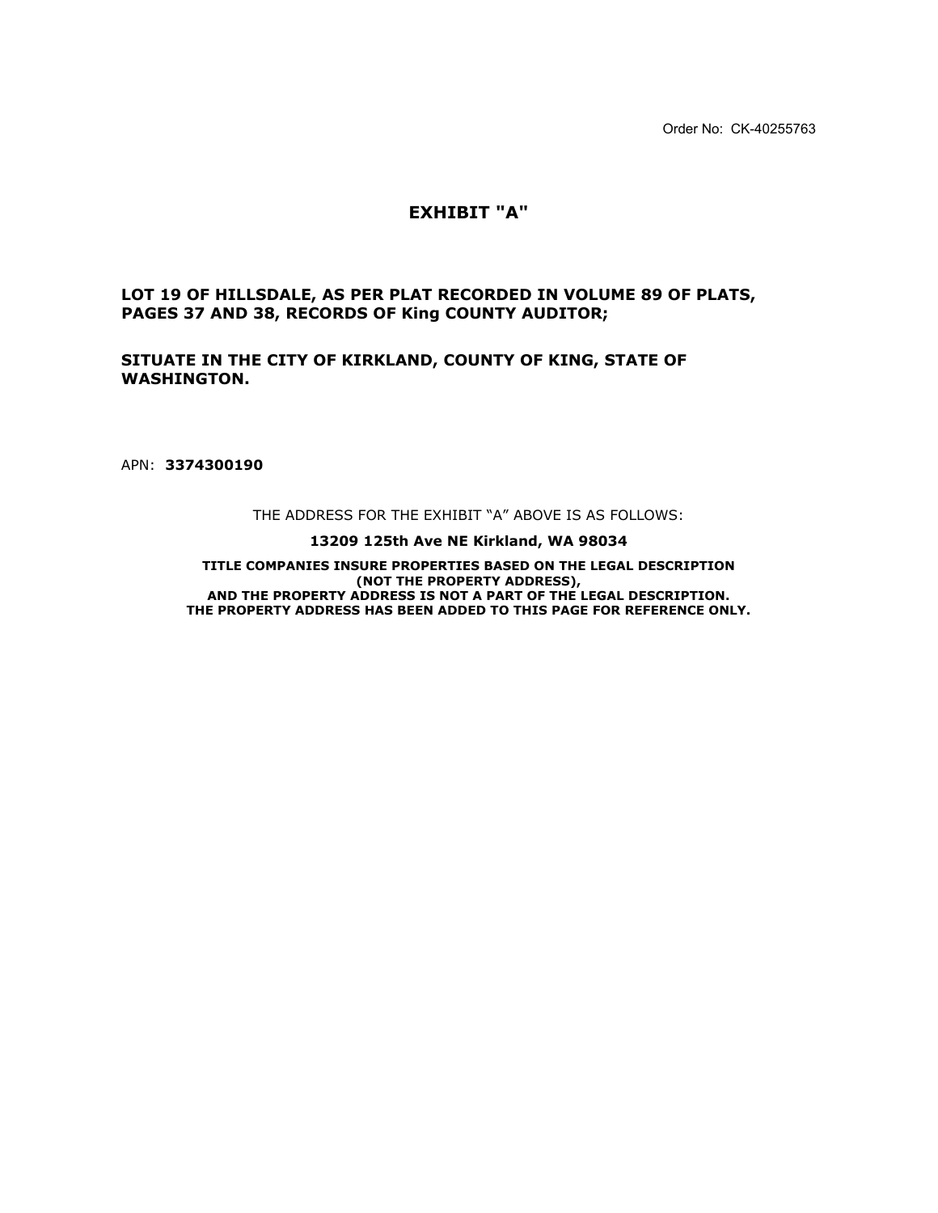Order No: CK-40255763

# EXHIBIT "A"

**LOT 19 OF HILLSDALE, AS PER PLAT RECORDED IN VOLUME 89 OF PLATS, PAGES 37 AND 38, RECORDS OF King COUNTY AUDITOR;**

**SITUATE IN THE CITY OF KIRKLAND, COUNTY OF KING, STATE OF WASHINGTON.**

APN: **3374300190**

THE ADDRESS FOR THE EXHIBIT "A" ABOVE IS AS FOLLOWS:

**13209 125th Ave NE Kirkland, WA 98034**

**TITLE COMPANIES INSURE PROPERTIES BASED ON THE LEGAL DESCRIPTION (NOT THE PROPERTY ADDRESS), AND THE PROPERTY ADDRESS IS NOT A PART OF THE LEGAL DESCRIPTION. THE PROPERTY ADDRESS HAS BEEN ADDED TO THIS PAGE FOR REFERENCE ONLY.**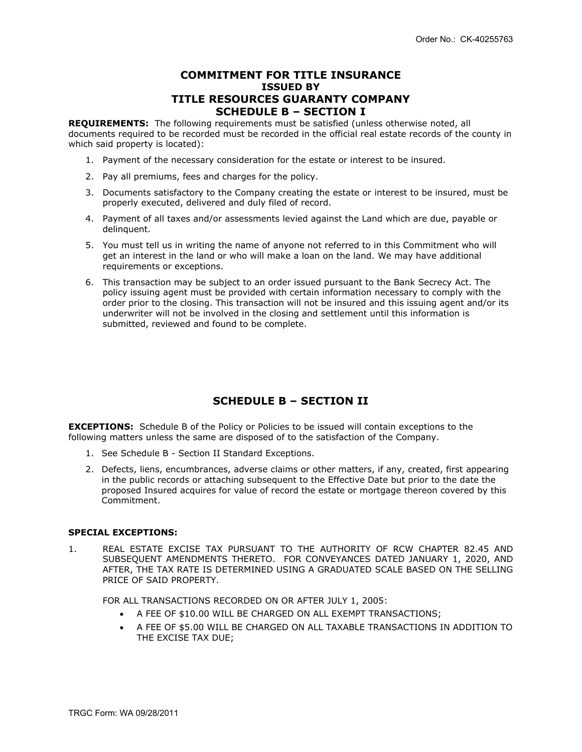# COMMITMENT FOR TITLE INSURANCE
## ISSUED BY
# TITLE RESOURCES GUARANTY COMPANY
## SCHEDULE B – SECTION I

**REQUIREMENTS:** The following requirements must be satisfied (unless otherwise noted, all documents required to be recorded must be recorded in the official real estate records of the county in which said property is located):

1. Payment of the necessary consideration for the estate or interest to be insured.
2. Pay all premiums, fees and charges for the policy.
3. Documents satisfactory to the Company creating the estate or interest to be insured, must be properly executed, delivered and duly filed of record.
4. Payment of all taxes and/or assessments levied against the Land which are due, payable or delinquent.
5. You must tell us in writing the name of anyone not referred to in this Commitment who will get an interest in the land or who will make a loan on the land. We may have additional requirements or exceptions.
6. This transaction may be subject to an order issued pursuant to the Bank Secrecy Act. The policy issuing agent must be provided with certain information necessary to comply with the order prior to the closing. This transaction will not be insured and this issuing agent and/or its underwriter will not be involved in the closing and settlement until this information is submitted, reviewed and found to be complete.

## SCHEDULE B – SECTION II

**EXCEPTIONS:** Schedule B of the Policy or Policies to be issued will contain exceptions to the following matters unless the same are disposed of to the satisfaction of the Company.

1. See Schedule B - Section II Standard Exceptions.
2. Defects, liens, encumbrances, adverse claims or other matters, if any, created, first appearing in the public records or attaching subsequent to the Effective Date but prior to the date the proposed Insured acquires for value of record the estate or mortgage thereon covered by this Commitment.

**SPECIAL EXCEPTIONS:**

1. REAL ESTATE EXCISE TAX PURSUANT TO THE AUTHORITY OF RCW CHAPTER 82.45 AND SUBSEQUENT AMENDMENTS THERETO. FOR CONVEYANCES DATED JANUARY 1, 2020, AND AFTER, THE TAX RATE IS DETERMINED USING A GRADUATED SCALE BASED ON THE SELLING PRICE OF SAID PROPERTY.

   FOR ALL TRANSACTIONS RECORDED ON OR AFTER JULY 1, 2005:

   - A FEE OF $10.00 WILL BE CHARGED ON ALL EXEMPT TRANSACTIONS;
   - A FEE OF $5.00 WILL BE CHARGED ON ALL TAXABLE TRANSACTIONS IN ADDITION TO THE EXCISE TAX DUE;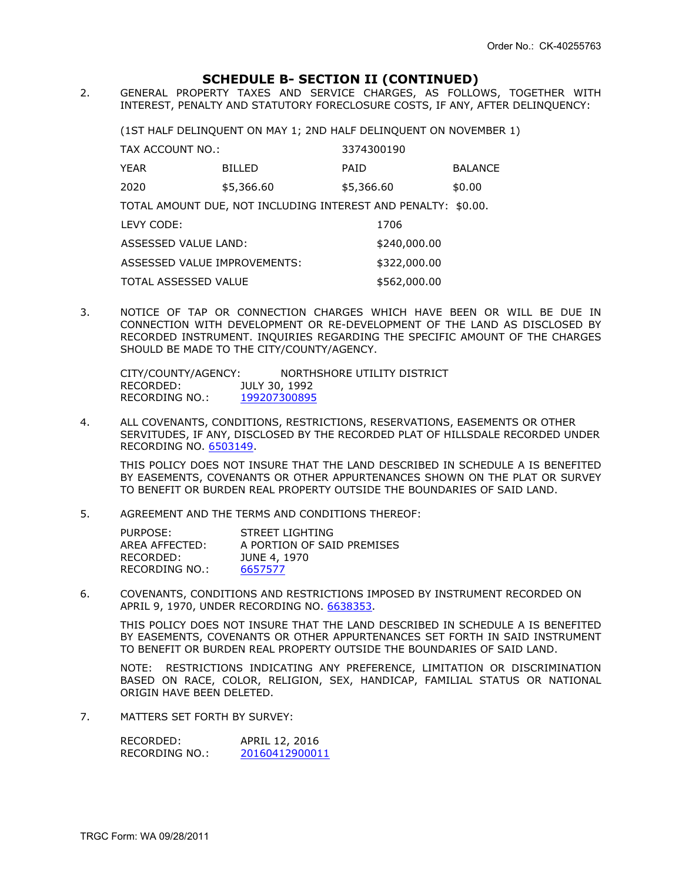Order No.: CK-40255763

## SCHEDULE B- SECTION II (CONTINUED)

2. GENERAL PROPERTY TAXES AND SERVICE CHARGES, AS FOLLOWS, TOGETHER WITH INTEREST, PENALTY AND STATUTORY FORECLOSURE COSTS, IF ANY, AFTER DELINQUENCY:

   (1ST HALF DELINQUENT ON MAY 1; 2ND HALF DELINQUENT ON NOVEMBER 1)

   TAX ACCOUNT NO.: 3374300190

   | YEAR | BILLED | PAID | BALANCE |
   |---|---|---|---|
   | 2020 | $5,366.60 | $5,366.60 | $0.00 |

   TOTAL AMOUNT DUE, NOT INCLUDING INTEREST AND PENALTY: $0.00.

   | | |
   |---|---|
   | LEVY CODE: | 1706 |
   | ASSESSED VALUE LAND: | $240,000.00 |
   | ASSESSED VALUE IMPROVEMENTS: | $322,000.00 |
   | TOTAL ASSESSED VALUE | $562,000.00 |

3. NOTICE OF TAP OR CONNECTION CHARGES WHICH HAVE BEEN OR WILL BE DUE IN CONNECTION WITH DEVELOPMENT OR RE-DEVELOPMENT OF THE LAND AS DISCLOSED BY RECORDED INSTRUMENT. INQUIRIES REGARDING THE SPECIFIC AMOUNT OF THE CHARGES SHOULD BE MADE TO THE CITY/COUNTY/AGENCY.

   CITY/COUNTY/AGENCY: NORTHSHORE UTILITY DISTRICT
   RECORDED: JULY 30, 1992
   RECORDING NO.: 199207300895

4. ALL COVENANTS, CONDITIONS, RESTRICTIONS, RESERVATIONS, EASEMENTS OR OTHER SERVITUDES, IF ANY, DISCLOSED BY THE RECORDED PLAT OF HILLSDALE RECORDED UNDER RECORDING NO. 6503149.

   THIS POLICY DOES NOT INSURE THAT THE LAND DESCRIBED IN SCHEDULE A IS BENEFITED BY EASEMENTS, COVENANTS OR OTHER APPURTENANCES SHOWN ON THE PLAT OR SURVEY TO BENEFIT OR BURDEN REAL PROPERTY OUTSIDE THE BOUNDARIES OF SAID LAND.

5. AGREEMENT AND THE TERMS AND CONDITIONS THEREOF:

   PURPOSE: STREET LIGHTING
   AREA AFFECTED: A PORTION OF SAID PREMISES
   RECORDED: JUNE 4, 1970
   RECORDING NO.: 6657577

6. COVENANTS, CONDITIONS AND RESTRICTIONS IMPOSED BY INSTRUMENT RECORDED ON APRIL 9, 1970, UNDER RECORDING NO. 6638353.

   THIS POLICY DOES NOT INSURE THAT THE LAND DESCRIBED IN SCHEDULE A IS BENEFITED BY EASEMENTS, COVENANTS OR OTHER APPURTENANCES SET FORTH IN SAID INSTRUMENT TO BENEFIT OR BURDEN REAL PROPERTY OUTSIDE THE BOUNDARIES OF SAID LAND.

   NOTE: RESTRICTIONS INDICATING ANY PREFERENCE, LIMITATION OR DISCRIMINATION BASED ON RACE, COLOR, RELIGION, SEX, HANDICAP, FAMILIAL STATUS OR NATIONAL ORIGIN HAVE BEEN DELETED.

7. MATTERS SET FORTH BY SURVEY:

   RECORDED: APRIL 12, 2016
   RECORDING NO.: 20160412900011

TRGC Form: WA 09/28/2011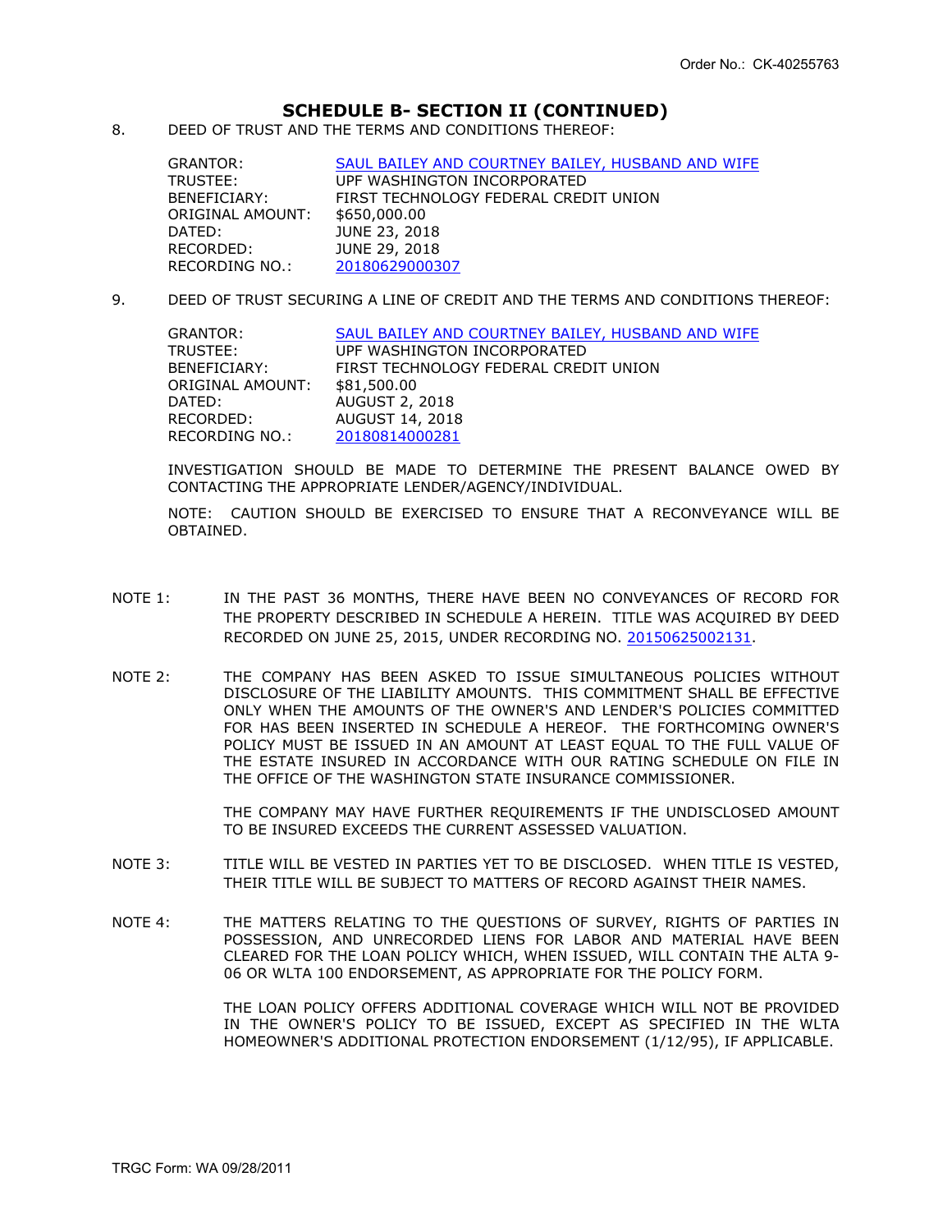## SCHEDULE B- SECTION II (CONTINUED)

8. DEED OF TRUST AND THE TERMS AND CONDITIONS THEREOF:

| | |
|---|---|
| GRANTOR: | SAUL BAILEY AND COURTNEY BAILEY, HUSBAND AND WIFE |
| TRUSTEE: | UPF WASHINGTON INCORPORATED |
| BENEFICIARY: | FIRST TECHNOLOGY FEDERAL CREDIT UNION |
| ORIGINAL AMOUNT: | $650,000.00 |
| DATED: | JUNE 23, 2018 |
| RECORDED: | JUNE 29, 2018 |
| RECORDING NO.: | 20180629000307 |

9. DEED OF TRUST SECURING A LINE OF CREDIT AND THE TERMS AND CONDITIONS THEREOF:

| | |
|---|---|
| GRANTOR: | SAUL BAILEY AND COURTNEY BAILEY, HUSBAND AND WIFE |
| TRUSTEE: | UPF WASHINGTON INCORPORATED |
| BENEFICIARY: | FIRST TECHNOLOGY FEDERAL CREDIT UNION |
| ORIGINAL AMOUNT: | $81,500.00 |
| DATED: | AUGUST 2, 2018 |
| RECORDED: | AUGUST 14, 2018 |
| RECORDING NO.: | 20180814000281 |

INVESTIGATION SHOULD BE MADE TO DETERMINE THE PRESENT BALANCE OWED BY CONTACTING THE APPROPRIATE LENDER/AGENCY/INDIVIDUAL.

NOTE: CAUTION SHOULD BE EXERCISED TO ENSURE THAT A RECONVEYANCE WILL BE OBTAINED.

NOTE 1: IN THE PAST 36 MONTHS, THERE HAVE BEEN NO CONVEYANCES OF RECORD FOR THE PROPERTY DESCRIBED IN SCHEDULE A HEREIN. TITLE WAS ACQUIRED BY DEED RECORDED ON JUNE 25, 2015, UNDER RECORDING NO. 20150625002131.

NOTE 2: THE COMPANY HAS BEEN ASKED TO ISSUE SIMULTANEOUS POLICIES WITHOUT DISCLOSURE OF THE LIABILITY AMOUNTS. THIS COMMITMENT SHALL BE EFFECTIVE ONLY WHEN THE AMOUNTS OF THE OWNER'S AND LENDER'S POLICIES COMMITTED FOR HAS BEEN INSERTED IN SCHEDULE A HEREOF. THE FORTHCOMING OWNER'S POLICY MUST BE ISSUED IN AN AMOUNT AT LEAST EQUAL TO THE FULL VALUE OF THE ESTATE INSURED IN ACCORDANCE WITH OUR RATING SCHEDULE ON FILE IN THE OFFICE OF THE WASHINGTON STATE INSURANCE COMMISSIONER.

THE COMPANY MAY HAVE FURTHER REQUIREMENTS IF THE UNDISCLOSED AMOUNT TO BE INSURED EXCEEDS THE CURRENT ASSESSED VALUATION.

NOTE 3: TITLE WILL BE VESTED IN PARTIES YET TO BE DISCLOSED. WHEN TITLE IS VESTED, THEIR TITLE WILL BE SUBJECT TO MATTERS OF RECORD AGAINST THEIR NAMES.

NOTE 4: THE MATTERS RELATING TO THE QUESTIONS OF SURVEY, RIGHTS OF PARTIES IN POSSESSION, AND UNRECORDED LIENS FOR LABOR AND MATERIAL HAVE BEEN CLEARED FOR THE LOAN POLICY WHICH, WHEN ISSUED, WILL CONTAIN THE ALTA 9-06 OR WLTA 100 ENDORSEMENT, AS APPROPRIATE FOR THE POLICY FORM.

THE LOAN POLICY OFFERS ADDITIONAL COVERAGE WHICH WILL NOT BE PROVIDED IN THE OWNER'S POLICY TO BE ISSUED, EXCEPT AS SPECIFIED IN THE WLTA HOMEOWNER'S ADDITIONAL PROTECTION ENDORSEMENT (1/12/95), IF APPLICABLE.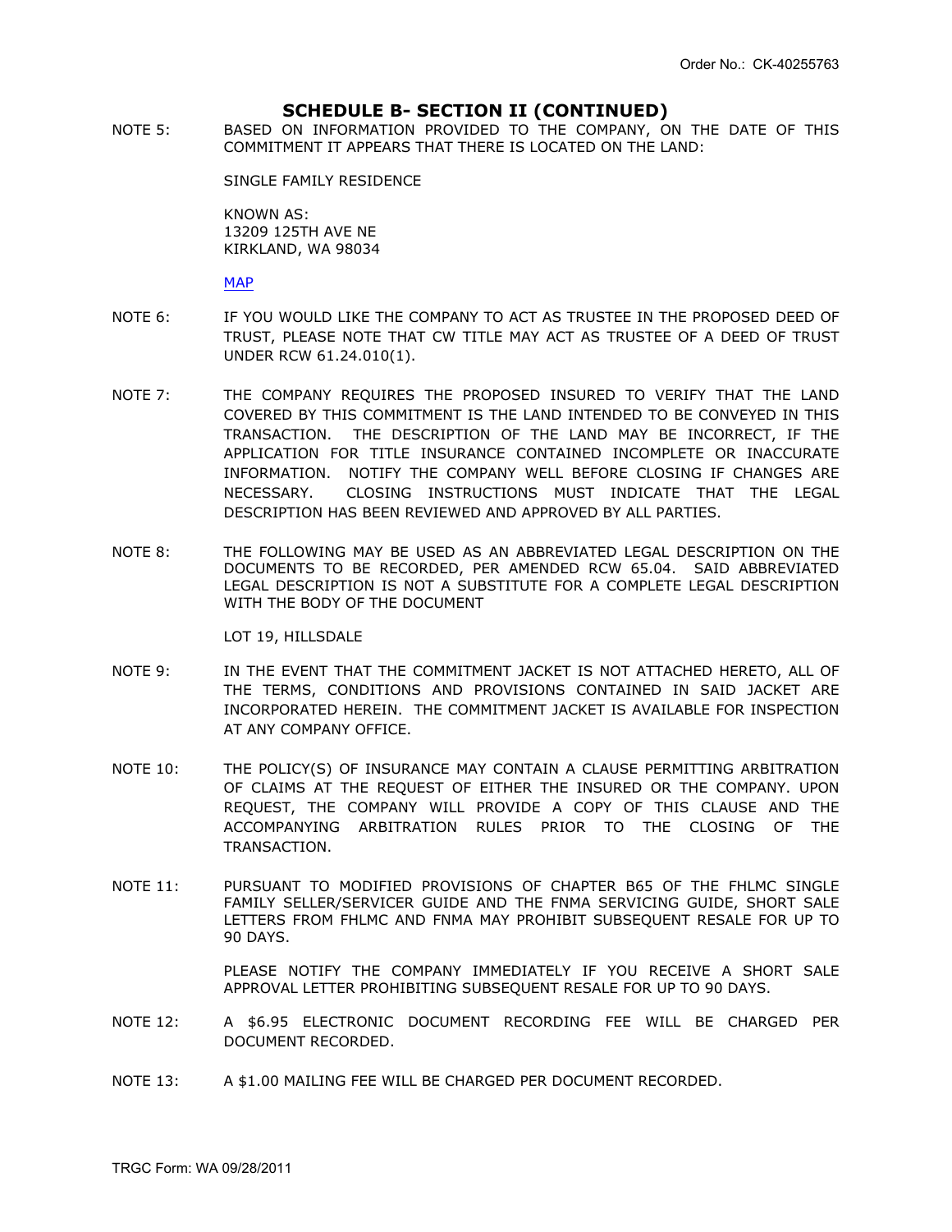## SCHEDULE B- SECTION II (CONTINUED)

NOTE 5: BASED ON INFORMATION PROVIDED TO THE COMPANY, ON THE DATE OF THIS COMMITMENT IT APPEARS THAT THERE IS LOCATED ON THE LAND:

SINGLE FAMILY RESIDENCE

KNOWN AS:
13209 125TH AVE NE
KIRKLAND, WA 98034

MAP

NOTE 6: IF YOU WOULD LIKE THE COMPANY TO ACT AS TRUSTEE IN THE PROPOSED DEED OF TRUST, PLEASE NOTE THAT CW TITLE MAY ACT AS TRUSTEE OF A DEED OF TRUST UNDER RCW 61.24.010(1).

NOTE 7: THE COMPANY REQUIRES THE PROPOSED INSURED TO VERIFY THAT THE LAND COVERED BY THIS COMMITMENT IS THE LAND INTENDED TO BE CONVEYED IN THIS TRANSACTION. THE DESCRIPTION OF THE LAND MAY BE INCORRECT, IF THE APPLICATION FOR TITLE INSURANCE CONTAINED INCOMPLETE OR INACCURATE INFORMATION. NOTIFY THE COMPANY WELL BEFORE CLOSING IF CHANGES ARE NECESSARY. CLOSING INSTRUCTIONS MUST INDICATE THAT THE LEGAL DESCRIPTION HAS BEEN REVIEWED AND APPROVED BY ALL PARTIES.

NOTE 8: THE FOLLOWING MAY BE USED AS AN ABBREVIATED LEGAL DESCRIPTION ON THE DOCUMENTS TO BE RECORDED, PER AMENDED RCW 65.04. SAID ABBREVIATED LEGAL DESCRIPTION IS NOT A SUBSTITUTE FOR A COMPLETE LEGAL DESCRIPTION WITH THE BODY OF THE DOCUMENT

LOT 19, HILLSDALE

NOTE 9: IN THE EVENT THAT THE COMMITMENT JACKET IS NOT ATTACHED HERETO, ALL OF THE TERMS, CONDITIONS AND PROVISIONS CONTAINED IN SAID JACKET ARE INCORPORATED HEREIN. THE COMMITMENT JACKET IS AVAILABLE FOR INSPECTION AT ANY COMPANY OFFICE.

NOTE 10: THE POLICY(S) OF INSURANCE MAY CONTAIN A CLAUSE PERMITTING ARBITRATION OF CLAIMS AT THE REQUEST OF EITHER THE INSURED OR THE COMPANY. UPON REQUEST, THE COMPANY WILL PROVIDE A COPY OF THIS CLAUSE AND THE ACCOMPANYING ARBITRATION RULES PRIOR TO THE CLOSING OF THE TRANSACTION.

NOTE 11: PURSUANT TO MODIFIED PROVISIONS OF CHAPTER B65 OF THE FHLMC SINGLE FAMILY SELLER/SERVICER GUIDE AND THE FNMA SERVICING GUIDE, SHORT SALE LETTERS FROM FHLMC AND FNMA MAY PROHIBIT SUBSEQUENT RESALE FOR UP TO 90 DAYS.

PLEASE NOTIFY THE COMPANY IMMEDIATELY IF YOU RECEIVE A SHORT SALE APPROVAL LETTER PROHIBITING SUBSEQUENT RESALE FOR UP TO 90 DAYS.

NOTE 12: A $6.95 ELECTRONIC DOCUMENT RECORDING FEE WILL BE CHARGED PER DOCUMENT RECORDED.

NOTE 13: A $1.00 MAILING FEE WILL BE CHARGED PER DOCUMENT RECORDED.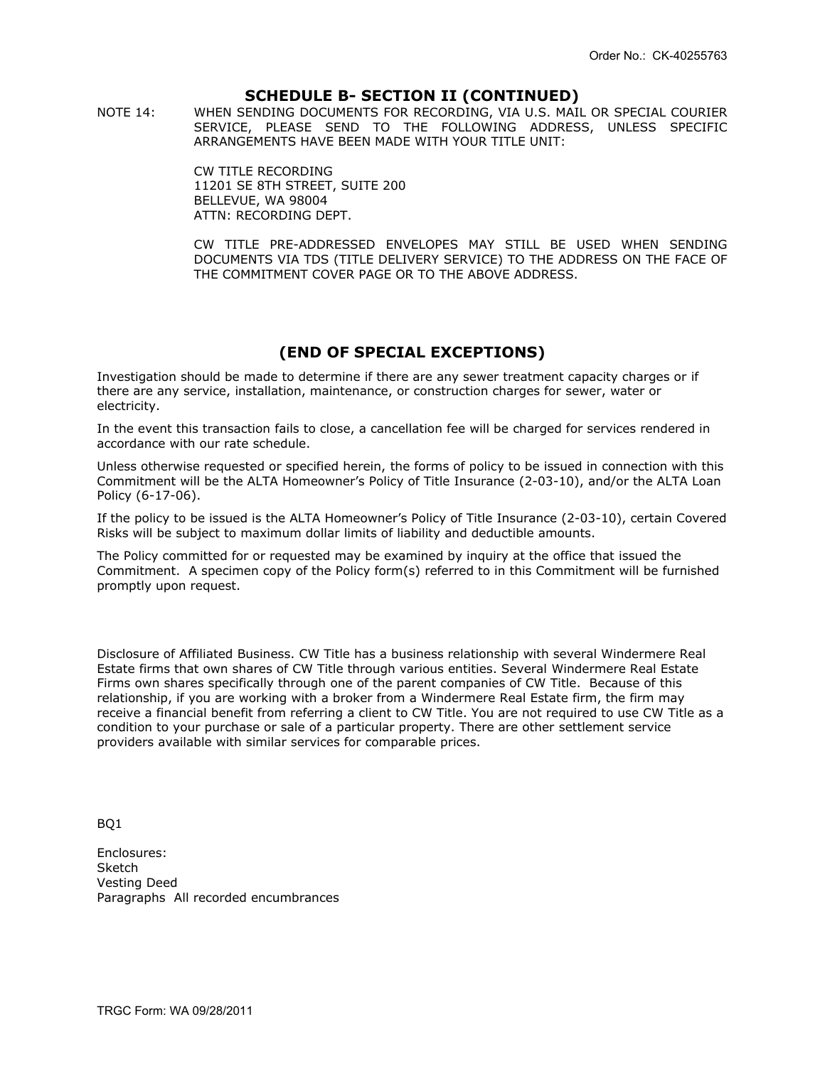## SCHEDULE B- SECTION II (CONTINUED)

NOTE 14: WHEN SENDING DOCUMENTS FOR RECORDING, VIA U.S. MAIL OR SPECIAL COURIER SERVICE, PLEASE SEND TO THE FOLLOWING ADDRESS, UNLESS SPECIFIC ARRANGEMENTS HAVE BEEN MADE WITH YOUR TITLE UNIT:

CW TITLE RECORDING
11201 SE 8TH STREET, SUITE 200
BELLEVUE, WA 98004
ATTN: RECORDING DEPT.

CW TITLE PRE-ADDRESSED ENVELOPES MAY STILL BE USED WHEN SENDING DOCUMENTS VIA TDS (TITLE DELIVERY SERVICE) TO THE ADDRESS ON THE FACE OF THE COMMITMENT COVER PAGE OR TO THE ABOVE ADDRESS.

## (END OF SPECIAL EXCEPTIONS)

Investigation should be made to determine if there are any sewer treatment capacity charges or if there are any service, installation, maintenance, or construction charges for sewer, water or electricity.

In the event this transaction fails to close, a cancellation fee will be charged for services rendered in accordance with our rate schedule.

Unless otherwise requested or specified herein, the forms of policy to be issued in connection with this Commitment will be the ALTA Homeowner's Policy of Title Insurance (2-03-10), and/or the ALTA Loan Policy (6-17-06).

If the policy to be issued is the ALTA Homeowner's Policy of Title Insurance (2-03-10), certain Covered Risks will be subject to maximum dollar limits of liability and deductible amounts.

The Policy committed for or requested may be examined by inquiry at the office that issued the Commitment. A specimen copy of the Policy form(s) referred to in this Commitment will be furnished promptly upon request.

Disclosure of Affiliated Business. CW Title has a business relationship with several Windermere Real Estate firms that own shares of CW Title through various entities. Several Windermere Real Estate Firms own shares specifically through one of the parent companies of CW Title. Because of this relationship, if you are working with a broker from a Windermere Real Estate firm, the firm may receive a financial benefit from referring a client to CW Title. You are not required to use CW Title as a condition to your purchase or sale of a particular property. There are other settlement service providers available with similar services for comparable prices.

BQ1

Enclosures:
Sketch
Vesting Deed
Paragraphs All recorded encumbrances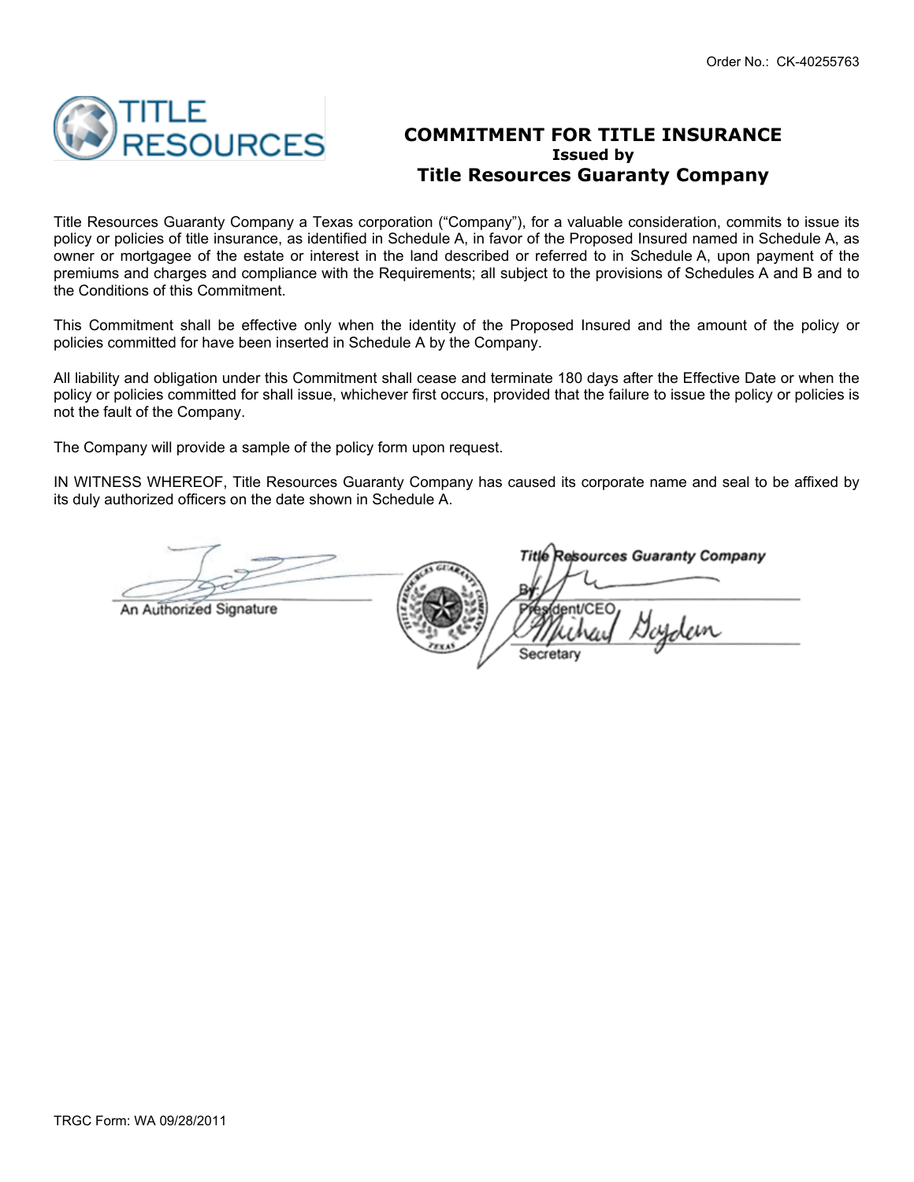Order No.: CK-40255763

# COMMITMENT FOR TITLE INSURANCE

**Issued by**

## Title Resources Guaranty Company

Title Resources Guaranty Company a Texas corporation ("Company"), for a valuable consideration, commits to issue its policy or policies of title insurance, as identified in Schedule A, in favor of the Proposed Insured named in Schedule A, as owner or mortgagee of the estate or interest in the land described or referred to in Schedule A, upon payment of the premiums and charges and compliance with the Requirements; all subject to the provisions of Schedules A and B and to the Conditions of this Commitment.

This Commitment shall be effective only when the identity of the Proposed Insured and the amount of the policy or policies committed for have been inserted in Schedule A by the Company.

All liability and obligation under this Commitment shall cease and terminate 180 days after the Effective Date or when the policy or policies committed for shall issue, whichever first occurs, provided that the failure to issue the policy or policies is not the fault of the Company.

The Company will provide a sample of the policy form upon request.

IN WITNESS WHEREOF, Title Resources Guaranty Company has caused its corporate name and seal to be affixed by its duly authorized officers on the date shown in Schedule A.

An Authorized Signature

Title Resources Guaranty Company

By: President/CEO

Secretary

TRGC Form: WA 09/28/2011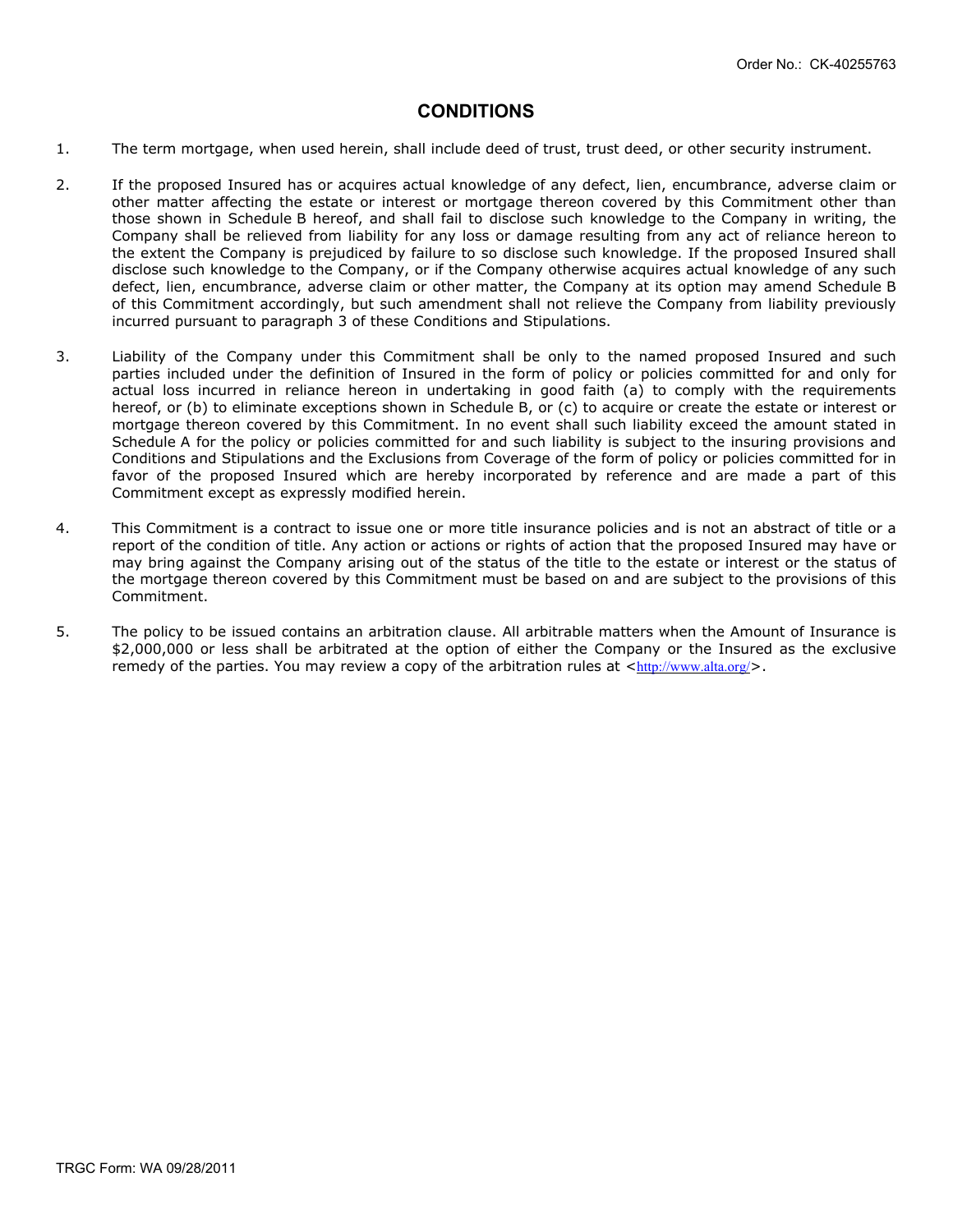# CONDITIONS

1. The term mortgage, when used herein, shall include deed of trust, trust deed, or other security instrument.

2. If the proposed Insured has or acquires actual knowledge of any defect, lien, encumbrance, adverse claim or other matter affecting the estate or interest or mortgage thereon covered by this Commitment other than those shown in Schedule B hereof, and shall fail to disclose such knowledge to the Company in writing, the Company shall be relieved from liability for any loss or damage resulting from any act of reliance hereon to the extent the Company is prejudiced by failure to so disclose such knowledge. If the proposed Insured shall disclose such knowledge to the Company, or if the Company otherwise acquires actual knowledge of any such defect, lien, encumbrance, adverse claim or other matter, the Company at its option may amend Schedule B of this Commitment accordingly, but such amendment shall not relieve the Company from liability previously incurred pursuant to paragraph 3 of these Conditions and Stipulations.

3. Liability of the Company under this Commitment shall be only to the named proposed Insured and such parties included under the definition of Insured in the form of policy or policies committed for and only for actual loss incurred in reliance hereon in undertaking in good faith (a) to comply with the requirements hereof, or (b) to eliminate exceptions shown in Schedule B, or (c) to acquire or create the estate or interest or mortgage thereon covered by this Commitment. In no event shall such liability exceed the amount stated in Schedule A for the policy or policies committed for and such liability is subject to the insuring provisions and Conditions and Stipulations and the Exclusions from Coverage of the form of policy or policies committed for in favor of the proposed Insured which are hereby incorporated by reference and are made a part of this Commitment except as expressly modified herein.

4. This Commitment is a contract to issue one or more title insurance policies and is not an abstract of title or a report of the condition of title. Any action or actions or rights of action that the proposed Insured may have or may bring against the Company arising out of the status of the title to the estate or interest or the status of the mortgage thereon covered by this Commitment must be based on and are subject to the provisions of this Commitment.

5. The policy to be issued contains an arbitration clause. All arbitrable matters when the Amount of Insurance is $2,000,000 or less shall be arbitrated at the option of either the Company or the Insured as the exclusive remedy of the parties. You may review a copy of the arbitration rules at <http://www.alta.org/>.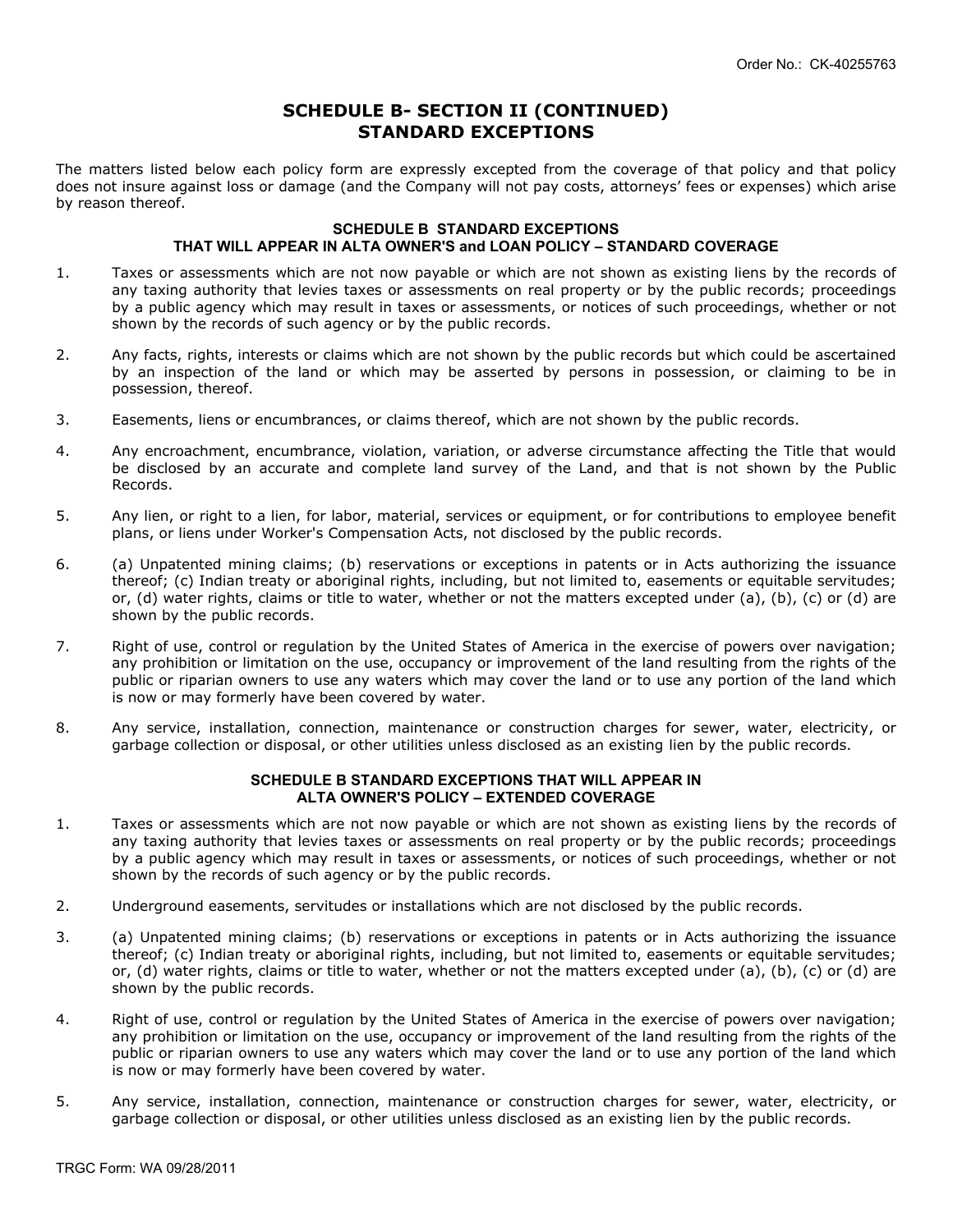Order No.: CK-40255763

# SCHEDULE B- SECTION II (CONTINUED)
# STANDARD EXCEPTIONS

The matters listed below each policy form are expressly excepted from the coverage of that policy and that policy does not insure against loss or damage (and the Company will not pay costs, attorneys' fees or expenses) which arise by reason thereof.

## SCHEDULE B STANDARD EXCEPTIONS
## THAT WILL APPEAR IN ALTA OWNER'S and LOAN POLICY – STANDARD COVERAGE

1. Taxes or assessments which are not now payable or which are not shown as existing liens by the records of any taxing authority that levies taxes or assessments on real property or by the public records; proceedings by a public agency which may result in taxes or assessments, or notices of such proceedings, whether or not shown by the records of such agency or by the public records.

2. Any facts, rights, interests or claims which are not shown by the public records but which could be ascertained by an inspection of the land or which may be asserted by persons in possession, or claiming to be in possession, thereof.

3. Easements, liens or encumbrances, or claims thereof, which are not shown by the public records.

4. Any encroachment, encumbrance, violation, variation, or adverse circumstance affecting the Title that would be disclosed by an accurate and complete land survey of the Land, and that is not shown by the Public Records.

5. Any lien, or right to a lien, for labor, material, services or equipment, or for contributions to employee benefit plans, or liens under Worker's Compensation Acts, not disclosed by the public records.

6. (a) Unpatented mining claims; (b) reservations or exceptions in patents or in Acts authorizing the issuance thereof; (c) Indian treaty or aboriginal rights, including, but not limited to, easements or equitable servitudes; or, (d) water rights, claims or title to water, whether or not the matters excepted under (a), (b), (c) or (d) are shown by the public records.

7. Right of use, control or regulation by the United States of America in the exercise of powers over navigation; any prohibition or limitation on the use, occupancy or improvement of the land resulting from the rights of the public or riparian owners to use any waters which may cover the land or to use any portion of the land which is now or may formerly have been covered by water.

8. Any service, installation, connection, maintenance or construction charges for sewer, water, electricity, or garbage collection or disposal, or other utilities unless disclosed as an existing lien by the public records.

## SCHEDULE B STANDARD EXCEPTIONS THAT WILL APPEAR IN
## ALTA OWNER'S POLICY – EXTENDED COVERAGE

1. Taxes or assessments which are not now payable or which are not shown as existing liens by the records of any taxing authority that levies taxes or assessments on real property or by the public records; proceedings by a public agency which may result in taxes or assessments, or notices of such proceedings, whether or not shown by the records of such agency or by the public records.

2. Underground easements, servitudes or installations which are not disclosed by the public records.

3. (a) Unpatented mining claims; (b) reservations or exceptions in patents or in Acts authorizing the issuance thereof; (c) Indian treaty or aboriginal rights, including, but not limited to, easements or equitable servitudes; or, (d) water rights, claims or title to water, whether or not the matters excepted under (a), (b), (c) or (d) are shown by the public records.

4. Right of use, control or regulation by the United States of America in the exercise of powers over navigation; any prohibition or limitation on the use, occupancy or improvement of the land resulting from the rights of the public or riparian owners to use any waters which may cover the land or to use any portion of the land which is now or may formerly have been covered by water.

5. Any service, installation, connection, maintenance or construction charges for sewer, water, electricity, or garbage collection or disposal, or other utilities unless disclosed as an existing lien by the public records.

TRGC Form: WA 09/28/2011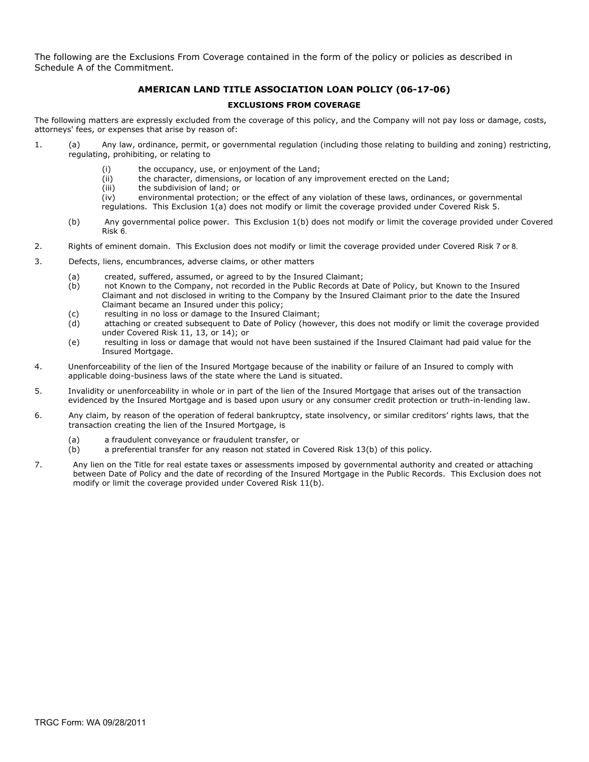The following are the Exclusions From Coverage contained in the form of the policy or policies as described in Schedule A of the Commitment.

## AMERICAN LAND TITLE ASSOCIATION LOAN POLICY (06-17-06)

### EXCLUSIONS FROM COVERAGE

The following matters are expressly excluded from the coverage of this policy, and the Company will not pay loss or damage, costs, attorneys' fees, or expenses that arise by reason of:

1. (a) Any law, ordinance, permit, or governmental regulation (including those relating to building and zoning) restricting, regulating, prohibiting, or relating to

   (i) the occupancy, use, or enjoyment of the Land;
   (ii) the character, dimensions, or location of any improvement erected on the Land;
   (iii) the subdivision of land; or
   (iv) environmental protection; or the effect of any violation of these laws, ordinances, or governmental regulations. This Exclusion 1(a) does not modify or limit the coverage provided under Covered Risk 5.

   (b) Any governmental police power. This Exclusion 1(b) does not modify or limit the coverage provided under Covered Risk 6.

2. Rights of eminent domain. This Exclusion does not modify or limit the coverage provided under Covered Risk 7 or 8.

3. Defects, liens, encumbrances, adverse claims, or other matters

   (a) created, suffered, assumed, or agreed to by the Insured Claimant;
   (b) not Known to the Company, not recorded in the Public Records at Date of Policy, but Known to the Insured Claimant and not disclosed in writing to the Company by the Insured Claimant prior to the date the Insured Claimant became an Insured under this policy;
   (c) resulting in no loss or damage to the Insured Claimant;
   (d) attaching or created subsequent to Date of Policy (however, this does not modify or limit the coverage provided under Covered Risk 11, 13, or 14); or
   (e) resulting in loss or damage that would not have been sustained if the Insured Claimant had paid value for the Insured Mortgage.

4. Unenforceability of the lien of the Insured Mortgage because of the inability or failure of an Insured to comply with applicable doing-business laws of the state where the Land is situated.

5. Invalidity or unenforceability in whole or in part of the lien of the Insured Mortgage that arises out of the transaction evidenced by the Insured Mortgage and is based upon usury or any consumer credit protection or truth-in-lending law.

6. Any claim, by reason of the operation of federal bankruptcy, state insolvency, or similar creditors' rights laws, that the transaction creating the lien of the Insured Mortgage, is

   (a) a fraudulent conveyance or fraudulent transfer, or
   (b) a preferential transfer for any reason not stated in Covered Risk 13(b) of this policy.

7. Any lien on the Title for real estate taxes or assessments imposed by governmental authority and created or attaching between Date of Policy and the date of recording of the Insured Mortgage in the Public Records. This Exclusion does not modify or limit the coverage provided under Covered Risk 11(b).

TRGC Form: WA 09/28/2011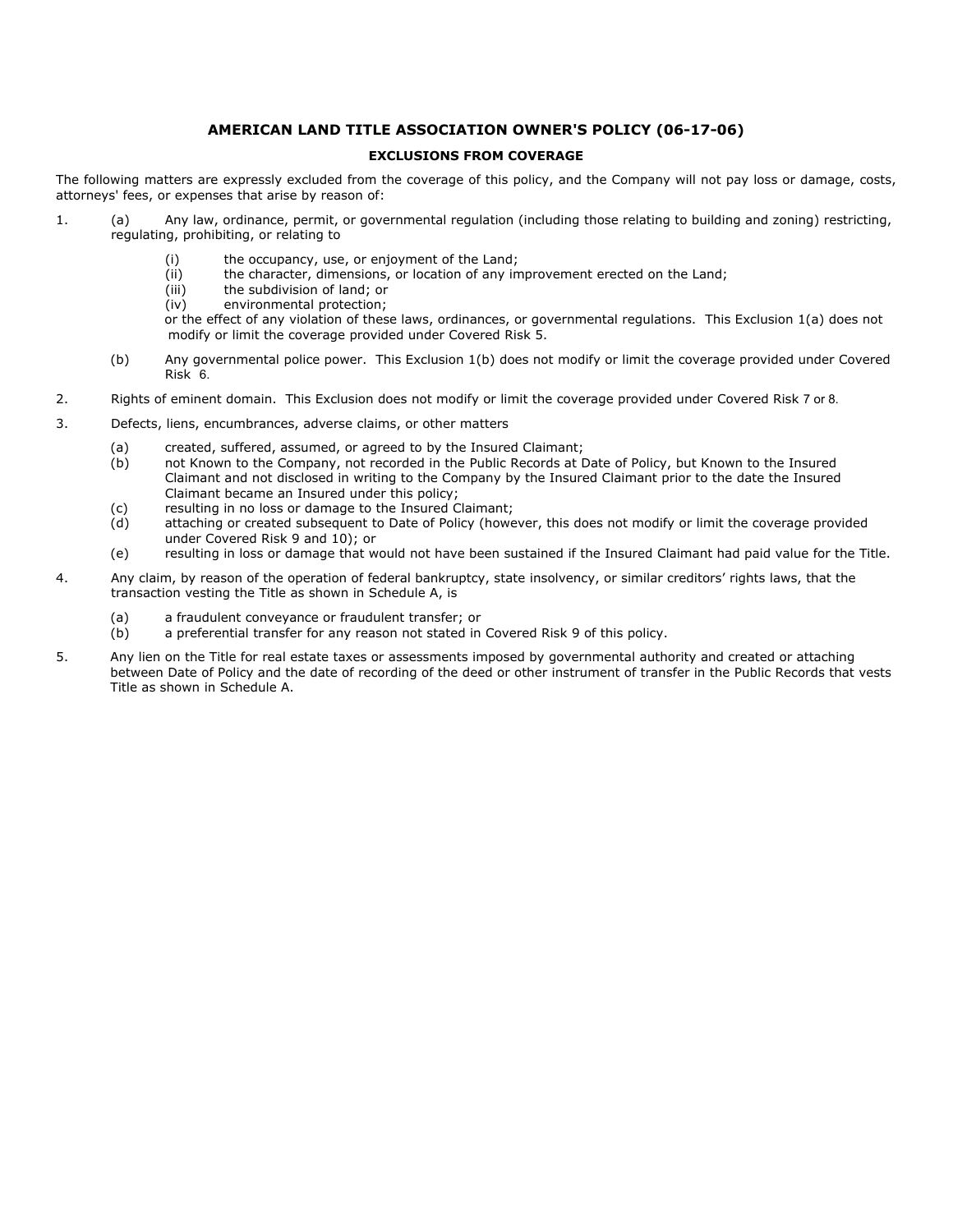## AMERICAN LAND TITLE ASSOCIATION OWNER'S POLICY (06-17-06)

### EXCLUSIONS FROM COVERAGE

The following matters are expressly excluded from the coverage of this policy, and the Company will not pay loss or damage, costs, attorneys' fees, or expenses that arise by reason of:

1. (a) Any law, ordinance, permit, or governmental regulation (including those relating to building and zoning) restricting, regulating, prohibiting, or relating to

   (i) the occupancy, use, or enjoyment of the Land;
   (ii) the character, dimensions, or location of any improvement erected on the Land;
   (iii) the subdivision of land; or
   (iv) environmental protection;

   or the effect of any violation of these laws, ordinances, or governmental regulations. This Exclusion 1(a) does not modify or limit the coverage provided under Covered Risk 5.

   (b) Any governmental police power. This Exclusion 1(b) does not modify or limit the coverage provided under Covered Risk 6.

2. Rights of eminent domain. This Exclusion does not modify or limit the coverage provided under Covered Risk 7 or 8.

3. Defects, liens, encumbrances, adverse claims, or other matters

   (a) created, suffered, assumed, or agreed to by the Insured Claimant;
   (b) not Known to the Company, not recorded in the Public Records at Date of Policy, but Known to the Insured Claimant and not disclosed in writing to the Company by the Insured Claimant prior to the date the Insured Claimant became an Insured under this policy;
   (c) resulting in no loss or damage to the Insured Claimant;
   (d) attaching or created subsequent to Date of Policy (however, this does not modify or limit the coverage provided under Covered Risk 9 and 10); or
   (e) resulting in loss or damage that would not have been sustained if the Insured Claimant had paid value for the Title.

4. Any claim, by reason of the operation of federal bankruptcy, state insolvency, or similar creditors' rights laws, that the transaction vesting the Title as shown in Schedule A, is

   (a) a fraudulent conveyance or fraudulent transfer; or
   (b) a preferential transfer for any reason not stated in Covered Risk 9 of this policy.

5. Any lien on the Title for real estate taxes or assessments imposed by governmental authority and created or attaching between Date of Policy and the date of recording of the deed or other instrument of transfer in the Public Records that vests Title as shown in Schedule A.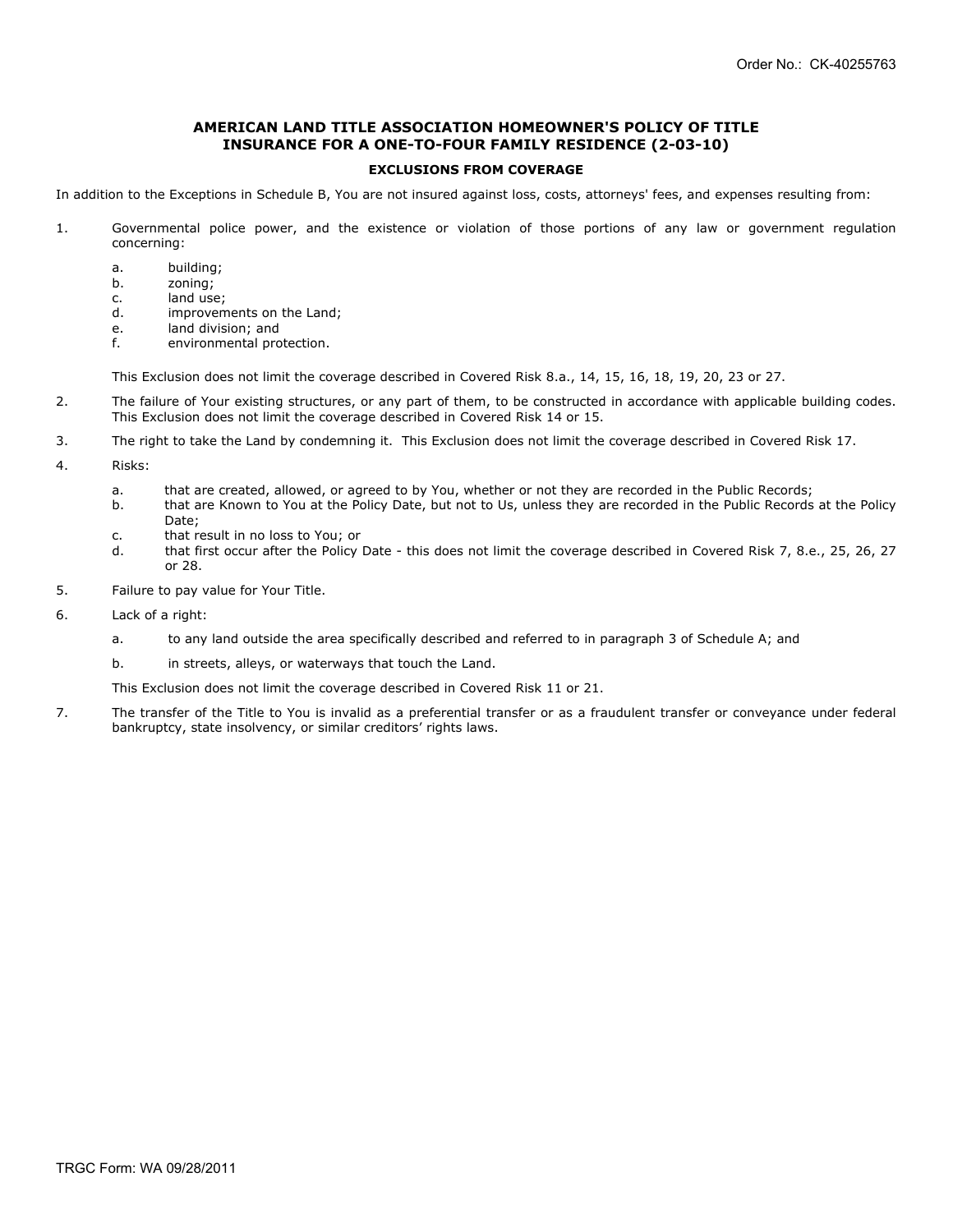Order No.: CK-40255763

## AMERICAN LAND TITLE ASSOCIATION HOMEOWNER'S POLICY OF TITLE INSURANCE FOR A ONE-TO-FOUR FAMILY RESIDENCE (2-03-10)

### EXCLUSIONS FROM COVERAGE

In addition to the Exceptions in Schedule B, You are not insured against loss, costs, attorneys' fees, and expenses resulting from:

1. Governmental police power, and the existence or violation of those portions of any law or government regulation concerning:

   a. building;
   b. zoning;
   c. land use;
   d. improvements on the Land;
   e. land division; and
   f. environmental protection.

   This Exclusion does not limit the coverage described in Covered Risk 8.a., 14, 15, 16, 18, 19, 20, 23 or 27.

2. The failure of Your existing structures, or any part of them, to be constructed in accordance with applicable building codes. This Exclusion does not limit the coverage described in Covered Risk 14 or 15.

3. The right to take the Land by condemning it. This Exclusion does not limit the coverage described in Covered Risk 17.

4. Risks:

   a. that are created, allowed, or agreed to by You, whether or not they are recorded in the Public Records;
   b. that are Known to You at the Policy Date, but not to Us, unless they are recorded in the Public Records at the Policy Date;
   c. that result in no loss to You; or
   d. that first occur after the Policy Date - this does not limit the coverage described in Covered Risk 7, 8.e., 25, 26, 27 or 28.

5. Failure to pay value for Your Title.

6. Lack of a right:

   a. to any land outside the area specifically described and referred to in paragraph 3 of Schedule A; and

   b. in streets, alleys, or waterways that touch the Land.

   This Exclusion does not limit the coverage described in Covered Risk 11 or 21.

7. The transfer of the Title to You is invalid as a preferential transfer or as a fraudulent transfer or conveyance under federal bankruptcy, state insolvency, or similar creditors' rights laws.

TRGC Form: WA 09/28/2011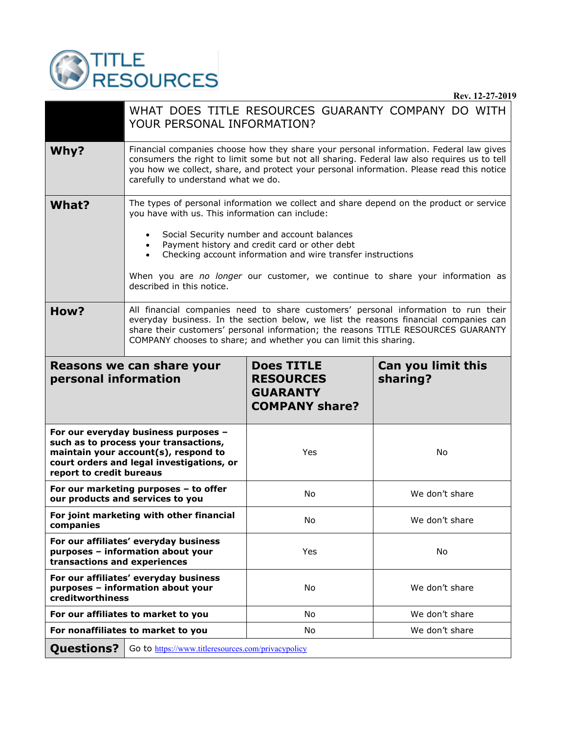TITLE RESOURCES

Rev. 12-27-2019

| | WHAT DOES TITLE RESOURCES GUARANTY COMPANY DO WITH YOUR PERSONAL INFORMATION? |
|---|---|
| **Why?** | Financial companies choose how they share your personal information. Federal law gives consumers the right to limit some but not all sharing. Federal law also requires us to tell you how we collect, share, and protect your personal information. Please read this notice carefully to understand what we do. |
| **What?** | The types of personal information we collect and share depend on the product or service you have with us. This information can include:<br><br>• Social Security number and account balances<br>• Payment history and credit card or other debt<br>• Checking account information and wire transfer instructions<br><br>When you are *no longer* our customer, we continue to share your information as described in this notice. |
| **How?** | All financial companies need to share customers' personal information to run their everyday business. In the section below, we list the reasons financial companies can share their customers' personal information; the reasons TITLE RESOURCES GUARANTY COMPANY chooses to share; and whether you can limit this sharing. |

| Reasons we can share your personal information | Does TITLE RESOURCES GUARANTY COMPANY share? | Can you limit this sharing? |
|---|---|---|
| **For our everyday business purposes – such as to process your transactions, maintain your account(s), respond to court orders and legal investigations, or report to credit bureaus** | Yes | No |
| **For our marketing purposes – to offer our products and services to you** | No | We don't share |
| **For joint marketing with other financial companies** | No | We don't share |
| **For our affiliates' everyday business purposes – information about your transactions and experiences** | Yes | No |
| **For our affiliates' everyday business purposes – information about your creditworthiness** | No | We don't share |
| **For our affiliates to market to you** | No | We don't share |
| **For nonaffiliates to market to you** | No | We don't share |

| **Questions?** | Go to https://www.titleresources.com/privacypolicy |
|---|---|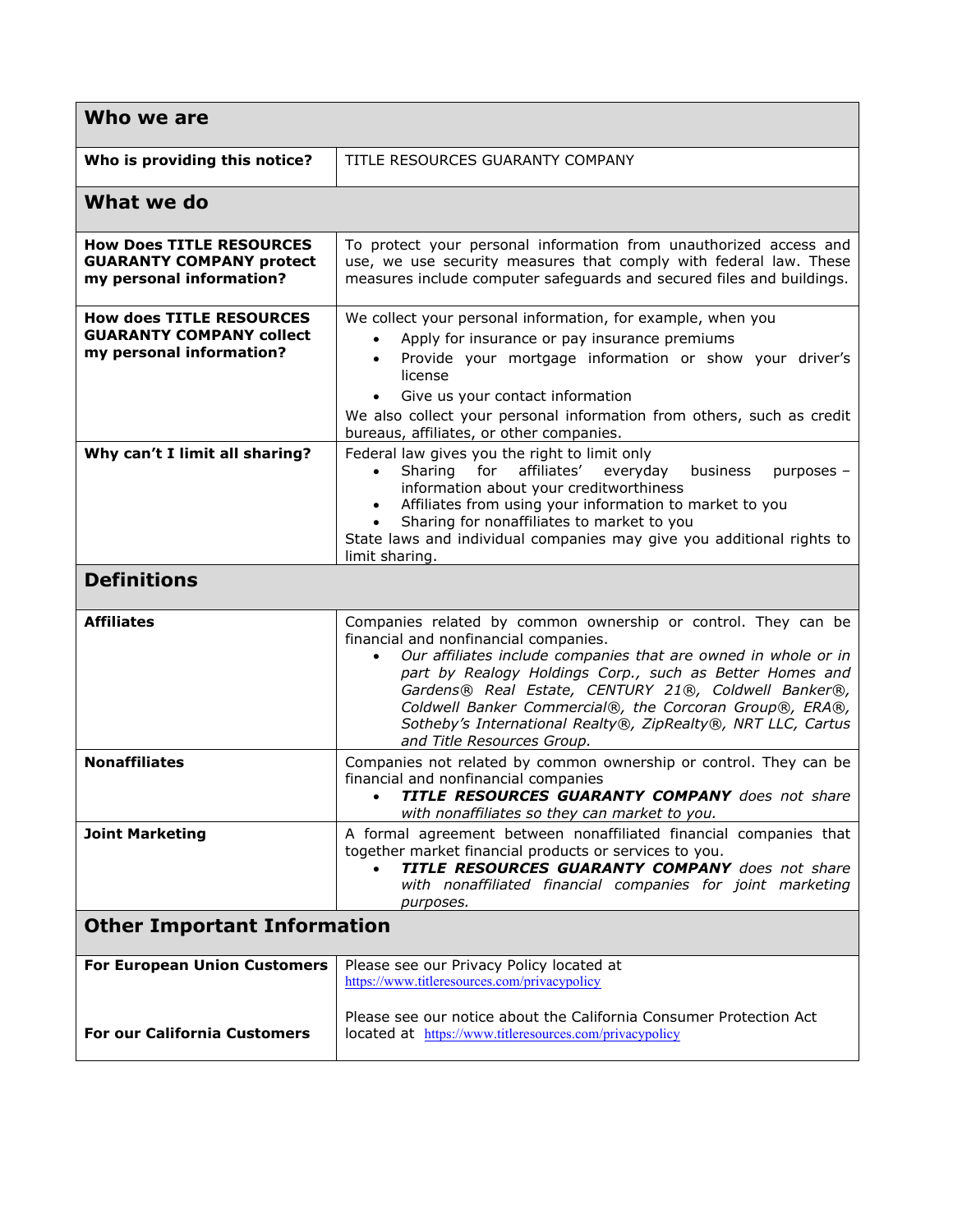| Who we are | |
|---|---|
| **Who is providing this notice?** | TITLE RESOURCES GUARANTY COMPANY |
| **What we do** | |
| **How Does TITLE RESOURCES GUARANTY COMPANY protect my personal information?** | To protect your personal information from unauthorized access and use, we use security measures that comply with federal law. These measures include computer safeguards and secured files and buildings. |
| **How does TITLE RESOURCES GUARANTY COMPANY collect my personal information?** | We collect your personal information, for example, when you<br>• Apply for insurance or pay insurance premiums<br>• Provide your mortgage information or show your driver's license<br>• Give us your contact information<br>We also collect your personal information from others, such as credit bureaus, affiliates, or other companies. |
| **Why can't I limit all sharing?** | Federal law gives you the right to limit only<br>• Sharing for affiliates' everyday business purposes – information about your creditworthiness<br>• Affiliates from using your information to market to you<br>• Sharing for nonaffiliates to market to you<br>State laws and individual companies may give you additional rights to limit sharing. |
| **Definitions** | |
| **Affiliates** | Companies related by common ownership or control. They can be financial and nonfinancial companies.<br>• *Our affiliates include companies that are owned in whole or in part by Realogy Holdings Corp., such as Better Homes and Gardens® Real Estate, CENTURY 21®, Coldwell Banker®, Coldwell Banker Commercial®, the Corcoran Group®, ERA®, Sotheby's International Realty®, ZipRealty®, NRT LLC, Cartus and Title Resources Group.* |
| **Nonaffiliates** | Companies not related by common ownership or control. They can be financial and nonfinancial companies<br>• ***TITLE RESOURCES GUARANTY COMPANY*** *does not share with nonaffiliates so they can market to you.* |
| **Joint Marketing** | A formal agreement between nonaffiliated financial companies that together market financial products or services to you.<br>• ***TITLE RESOURCES GUARANTY COMPANY*** *does not share with nonaffiliated financial companies for joint marketing purposes.* |
| **Other Important Information** | |
| **For European Union Customers** | Please see our Privacy Policy located at https://www.titleresources.com/privacypolicy |
| **For our California Customers** | Please see our notice about the California Consumer Protection Act located at https://www.titleresources.com/privacypolicy |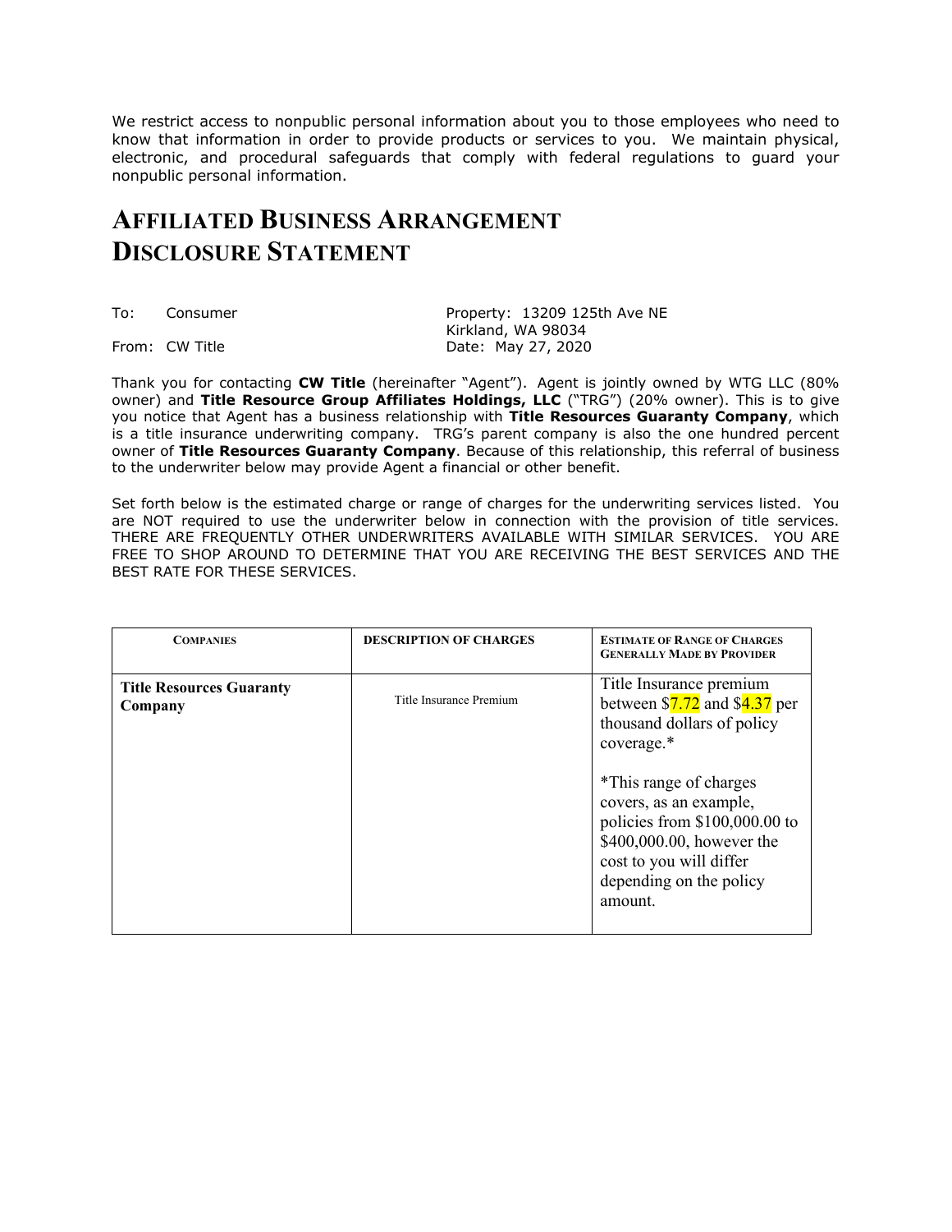We restrict access to nonpublic personal information about you to those employees who need to know that information in order to provide products or services to you. We maintain physical, electronic, and procedural safeguards that comply with federal regulations to guard your nonpublic personal information.

# AFFILIATED BUSINESS ARRANGEMENT DISCLOSURE STATEMENT

To: Consumer

From: CW Title

Property: 13209 125th Ave NE
Kirkland, WA 98034

Date: May 27, 2020

Thank you for contacting **CW Title** (hereinafter "Agent"). Agent is jointly owned by WTG LLC (80% owner) and **Title Resource Group Affiliates Holdings, LLC** ("TRG") (20% owner). This is to give you notice that Agent has a business relationship with **Title Resources Guaranty Company**, which is a title insurance underwriting company. TRG's parent company is also the one hundred percent owner of **Title Resources Guaranty Company**. Because of this relationship, this referral of business to the underwriter below may provide Agent a financial or other benefit.

Set forth below is the estimated charge or range of charges for the underwriting services listed. You are NOT required to use the underwriter below in connection with the provision of title services. THERE ARE FREQUENTLY OTHER UNDERWRITERS AVAILABLE WITH SIMILAR SERVICES. YOU ARE FREE TO SHOP AROUND TO DETERMINE THAT YOU ARE RECEIVING THE BEST SERVICES AND THE BEST RATE FOR THESE SERVICES.

| COMPANIES | DESCRIPTION OF CHARGES | ESTIMATE OF RANGE OF CHARGES GENERALLY MADE BY PROVIDER |
|---|---|---|
| **Title Resources Guaranty Company** | Title Insurance Premium | Title Insurance premium between $7.72 and $4.37 per thousand dollars of policy coverage.*<br><br>*This range of charges covers, as an example, policies from $100,000.00 to $400,000.00, however the cost to you will differ depending on the policy amount. |